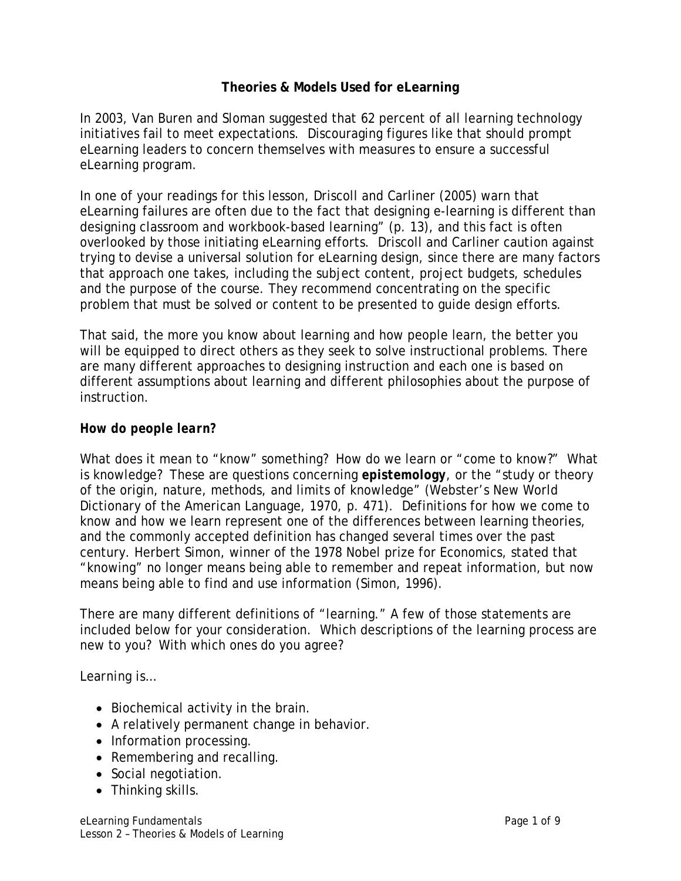# Theories & Models Used for eLearning

In 2003, Van Buren and Sloman suggested that 62 percent of all learning technology initiatives fail to meet expectations. Discouraging figures like that should prompt eLearning leaders to concern themselves with measures to ensure a successful eLearning program.

In one of your readings for this lesson, Driscoll and Carliner (2005) warn that eLearning failures are often due to the fact that designing e-learning is different than designing classroom and workbook-based learning" (p. 13), and this fact is often overlooked by those initiating eLearning efforts. Driscoll and Carliner caution against trying to devise a universal solution for eLearning design, since there are many factors that approach one takes, including the subject content, project budgets, schedules and the purpose of the course. They recommend concentrating on the specific problem that must be solved or content to be presented to guide design efforts.

That said, the more you know about learning and how people learn, the better you will be equipped to direct others as they seek to solve instructional problems. There are many different approaches to designing instruction and each one is based on different assumptions about learning and different philosophies about the purpose of instruction.

### *How do people learn?*

What does it mean to "know" something? How do we learn or "come to know?" What is knowledge? These are questions concerning **epistemology**, or the "study or theory of the origin, nature, methods, and limits of knowledge" (Webster's New World Dictionary of the American Language, 1970, p. 471). Definitions for how we come to know and how we learn represent one of the differences between learning theories, and the commonly accepted definition has changed several times over the past century. Herbert Simon, winner of the 1978 Nobel prize for Economics, stated that "knowing" no longer means being able to remember and repeat information, but now means being able to find and use information (Simon, 1996).

There are many different definitions of "learning." A few of those statements are included below for your consideration. Which descriptions of the learning process are new to you? With which ones do you agree?

Learning is…

- Biochemical activity in the brain.
- A relatively permanent change in behavior.
- Information processing.
- Remembering and recalling.
- Social negotiation.
- Thinking skills.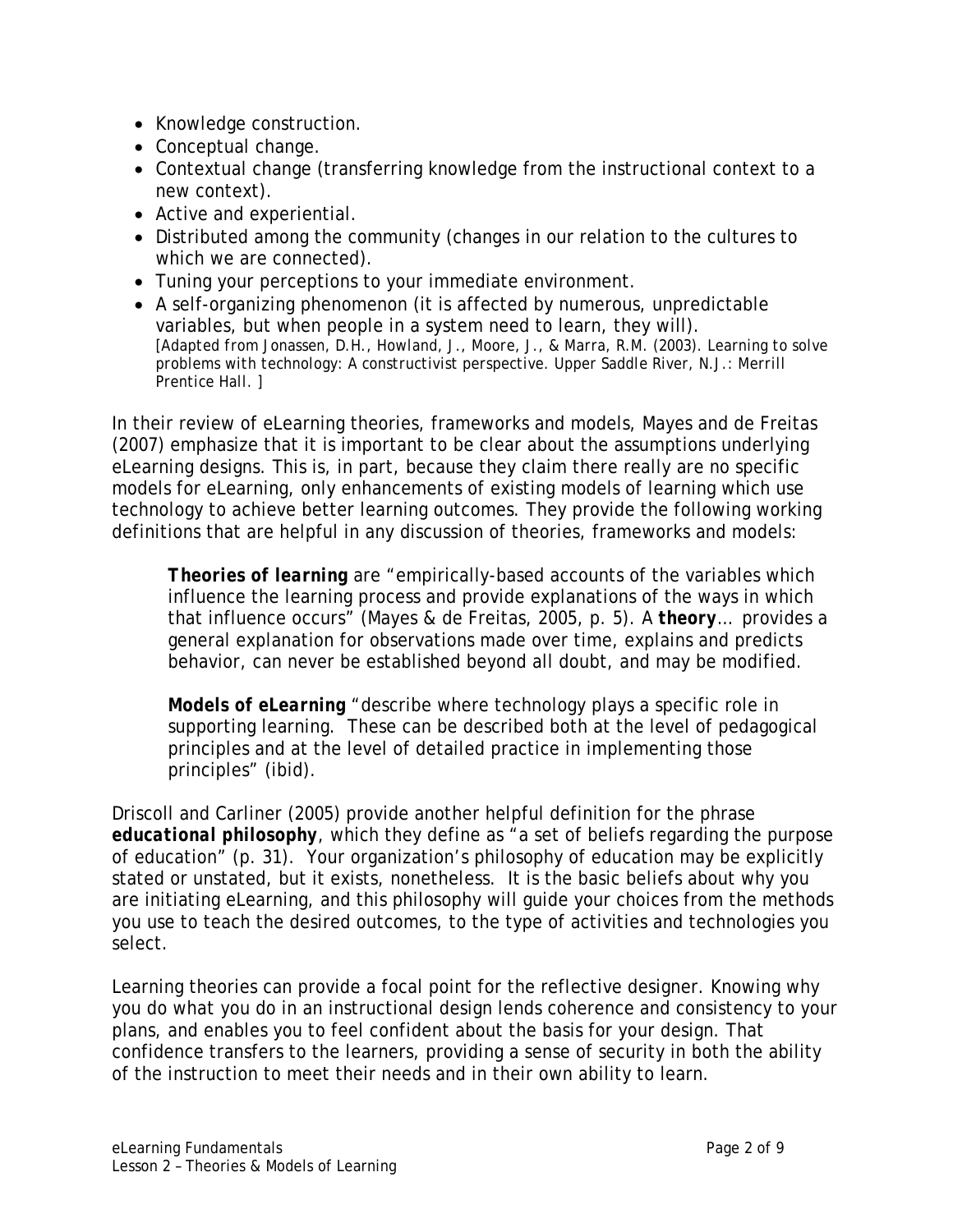- Knowledge construction.
- Conceptual change.
- Contextual change (transferring knowledge from the instructional context to a new context).
- Active and experiential.
- Distributed among the community (changes in our relation to the cultures to which we are connected).
- Tuning your perceptions to your immediate environment.
- A self-organizing phenomenon (it is affected by numerous, unpredictable variables, but when people in a system need to learn, they will).
  [Adapted from Jonassen, D.H., Howland, J., Moore, J., & Marra, R.M. (2003). *Learning to solve problems with technology: A constructivist perspective*. Upper Saddle River, N.J.: Merrill Prentice Hall. ]

In their review of eLearning theories, frameworks and models, Mayes and de Freitas (2007) emphasize that it is important to be clear about the assumptions underlying eLearning designs. This is, in part, because they claim there really are no specific models for eLearning, only enhancements of existing models of learning which use technology to achieve better learning outcomes. They provide the following working definitions that are helpful in any discussion of theories, frameworks and models:

> ***Theories of learning*** are "empirically-based accounts of the variables which influence the learning process and provide explanations of the ways in which that influence occurs" (Mayes & de Freitas, 2005, p. 5). A **theory**… provides a general explanation for observations made over time, explains and predicts behavior, can never be established beyond all doubt, and may be modified.
>
> ***Models of eLearning*** "describe where technology plays a specific role in supporting learning. These can be described both at the level of pedagogical principles and at the level of detailed practice in implementing those principles" (ibid).

Driscoll and Carliner (2005) provide another helpful definition for the phrase ***educational philosophy***, which they define as "a set of beliefs regarding the purpose of education" (p. 31). Your organization's philosophy of education may be explicitly stated or unstated, but it exists, nonetheless. It is the basic beliefs about why you are initiating eLearning, and this philosophy will guide your choices from the methods you use to teach the desired outcomes, to the type of activities and technologies you select.

Learning theories can provide a focal point for the reflective designer. Knowing why you do what you do in an instructional design lends coherence and consistency to your plans, and enables you to feel confident about the basis for your design. That confidence transfers to the learners, providing a sense of security in both the ability of the instruction to meet their needs and in their own ability to learn.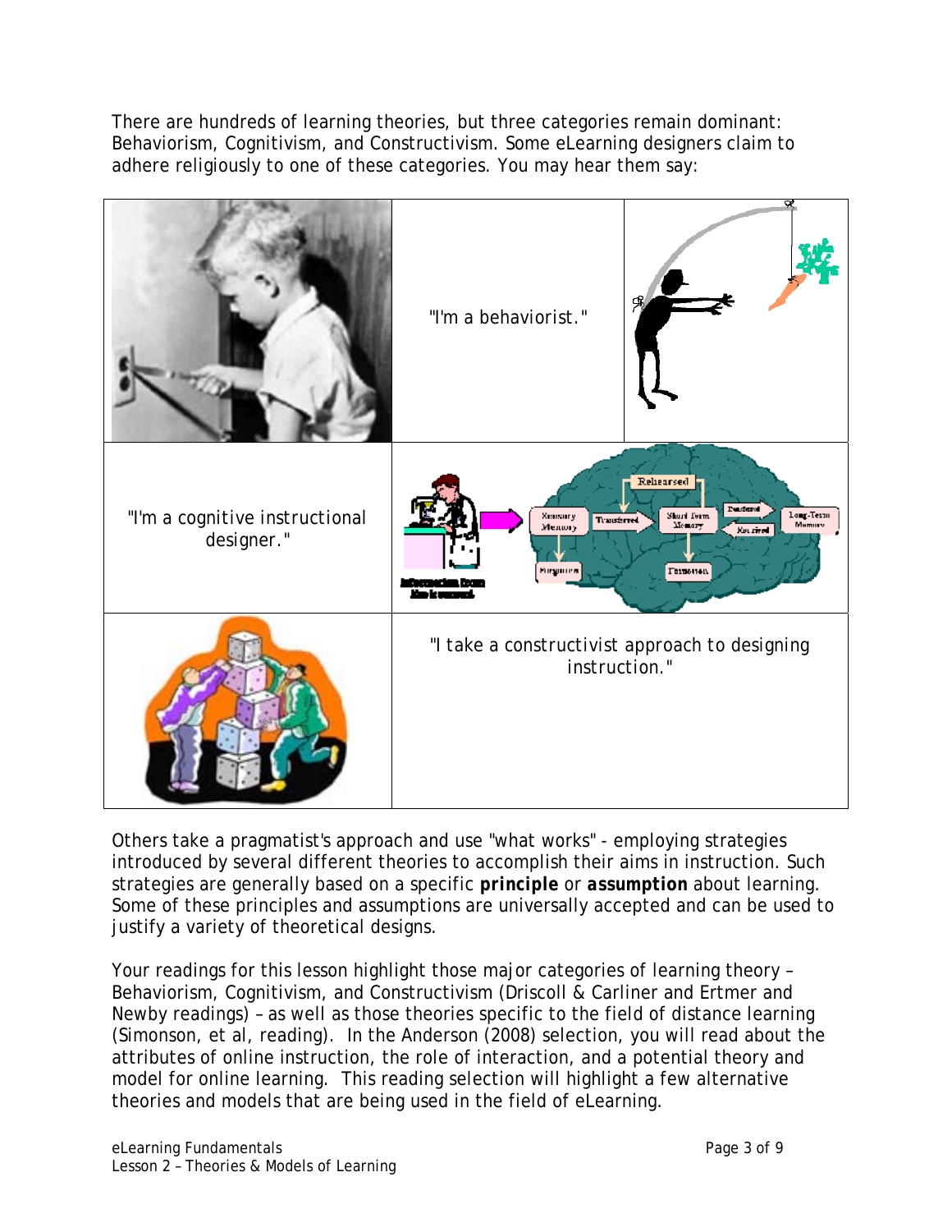There are hundreds of learning theories, but three categories remain dominant: Behaviorism, Cognitivism, and Constructivism. Some eLearning designers claim to adhere religiously to one of these categories. You may hear them say:

| | | |
|---|---|---|
| | "I'm a behaviorist." | |
| "I'm a cognitive instructional designer." | | |
| | "I take a constructivist approach to designing instruction." | |

Others take a pragmatist's approach and use "what works" - employing strategies introduced by several different theories to accomplish their aims in instruction. Such strategies are generally based on a specific ***principle*** or ***assumption*** about learning. Some of these principles and assumptions are universally accepted and can be used to justify a variety of theoretical designs.

Your readings for this lesson highlight those major categories of learning theory – Behaviorism, Cognitivism, and Constructivism (Driscoll & Carliner and Ertmer and Newby readings) – as well as those theories specific to the field of distance learning (Simonson, et al, reading). In the Anderson (2008) selection, you will read about the attributes of online instruction, the role of interaction, and a potential theory and model for online learning. This reading selection will highlight a few alternative theories and models that are being used in the field of eLearning.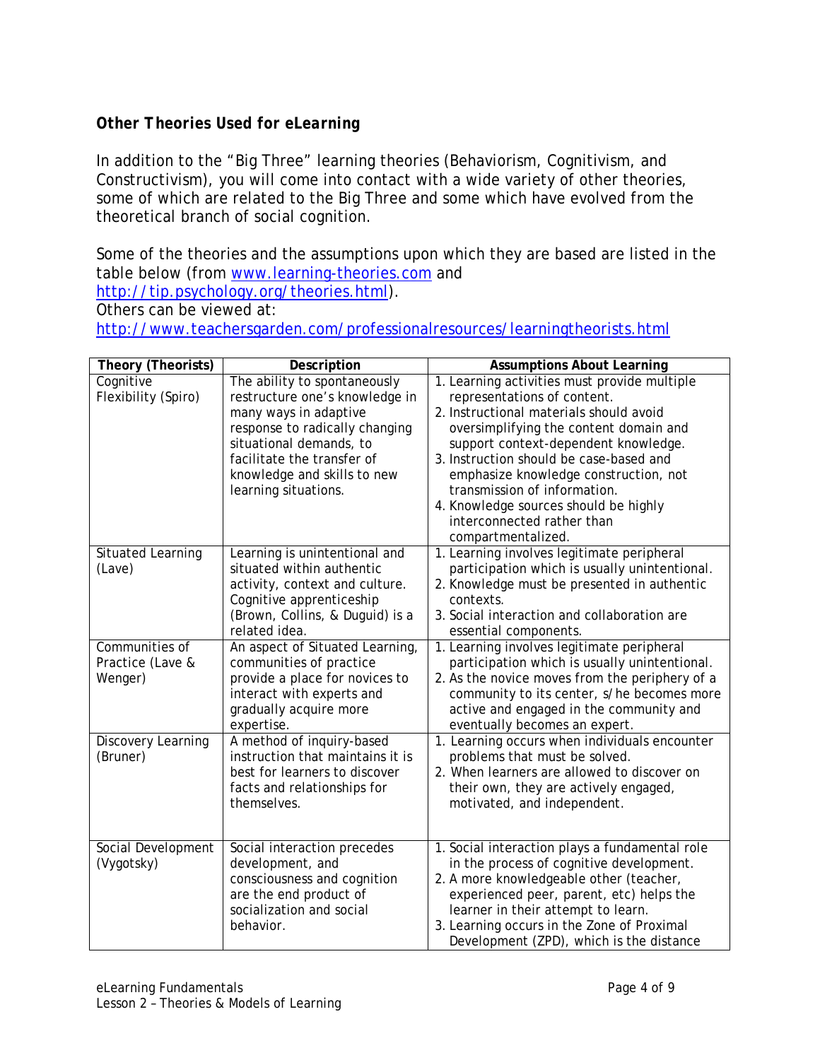### *Other Theories Used for eLearning*

In addition to the "Big Three" learning theories (Behaviorism, Cognitivism, and Constructivism), you will come into contact with a wide variety of other theories, some of which are related to the Big Three and some which have evolved from the theoretical branch of social cognition.

Some of the theories and the assumptions upon which they are based are listed in the table below (from [www.learning-theories.com](www.learning-theories.com) and [http://tip.psychology.org/theories.html](http://tip.psychology.org/theories.html)).
Others can be viewed at:
[http://www.teachersgarden.com/professionalresources/learningtheorists.html](http://www.teachersgarden.com/professionalresources/learningtheorists.html)

| Theory (Theorists) | Description | Assumptions About Learning |
|---|---|---|
| Cognitive Flexibility (Spiro) | The ability to spontaneously restructure one's knowledge in many ways in adaptive response to radically changing situational demands, to facilitate the transfer of knowledge and skills to new learning situations. | 1. Learning activities must provide multiple representations of content.<br>2. Instructional materials should avoid oversimplifying the content domain and support context-dependent knowledge.<br>3. Instruction should be case-based and emphasize knowledge construction, not transmission of information.<br>4. Knowledge sources should be highly interconnected rather than compartmentalized. |
| Situated Learning (Lave) | Learning is unintentional and situated within authentic activity, context and culture. Cognitive apprenticeship (Brown, Collins, & Duguid) is a related idea. | 1. Learning involves legitimate peripheral participation which is usually unintentional.<br>2. Knowledge must be presented in authentic contexts.<br>3. Social interaction and collaboration are essential components. |
| Communities of Practice (Lave & Wenger) | An aspect of Situated Learning, communities of practice provide a place for novices to interact with experts and gradually acquire more expertise. | 1. Learning involves legitimate peripheral participation which is usually unintentional.<br>2. As the novice moves from the periphery of a community to its center, s/he becomes more active and engaged in the community and eventually becomes an expert. |
| Discovery Learning (Bruner) | A method of inquiry-based instruction that maintains it is best for learners to discover facts and relationships for themselves. | 1. Learning occurs when individuals encounter problems that must be solved.<br>2. When learners are allowed to discover on their own, they are actively engaged, motivated, and independent. |
| Social Development (Vygotsky) | Social interaction precedes development, and consciousness and cognition are the end product of socialization and social behavior. | 1. Social interaction plays a fundamental role in the process of cognitive development.<br>2. A more knowledgeable other (teacher, experienced peer, parent, etc) helps the learner in their attempt to learn.<br>3. Learning occurs in the Zone of Proximal Development (ZPD), which is the distance |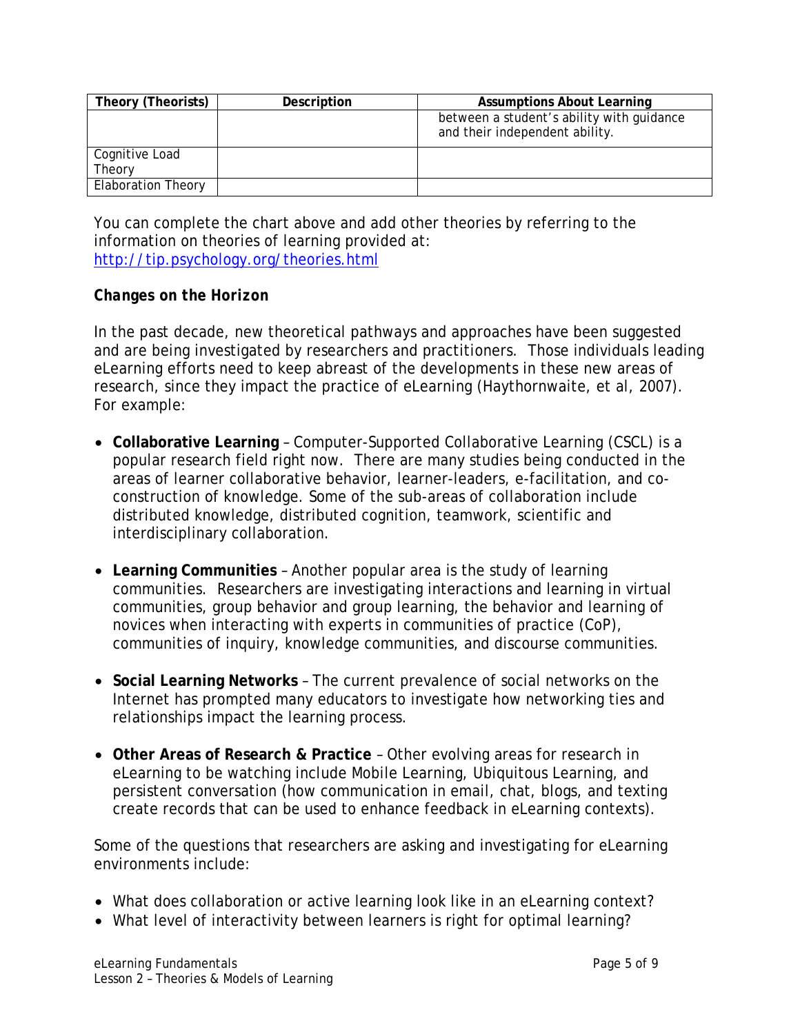| Theory (Theorists) | Description | Assumptions About Learning |
| --- | --- | --- |
| | | between a student's ability with guidance and their independent ability. |
| Cognitive Load Theory | | |
| Elaboration Theory | | |

You can complete the chart above and add other theories by referring to the information on theories of learning provided at: [http://tip.psychology.org/theories.html](http://tip.psychology.org/theories.html)

***Changes on the Horizon***

In the past decade, new theoretical pathways and approaches have been suggested and are being investigated by researchers and practitioners. Those individuals leading eLearning efforts need to keep abreast of the developments in these new areas of research, since they impact the practice of eLearning (Haythornwaite, et al, 2007). For example:

- **Collaborative Learning** – Computer-Supported Collaborative Learning (CSCL) is a popular research field right now. There are many studies being conducted in the areas of learner collaborative behavior, learner-leaders, e-facilitation, and co-construction of knowledge. Some of the sub-areas of collaboration include distributed knowledge, distributed cognition, teamwork, scientific and interdisciplinary collaboration.

- **Learning Communities** – Another popular area is the study of learning communities. Researchers are investigating interactions and learning in virtual communities, group behavior and group learning, the behavior and learning of novices when interacting with experts in communities of practice (CoP), communities of inquiry, knowledge communities, and discourse communities.

- **Social Learning Networks** – The current prevalence of social networks on the Internet has prompted many educators to investigate how networking ties and relationships impact the learning process.

- **Other Areas of Research & Practice** – Other evolving areas for research in eLearning to be watching include Mobile Learning, Ubiquitous Learning, and persistent conversation (how communication in email, chat, blogs, and texting create records that can be used to enhance feedback in eLearning contexts).

Some of the questions that researchers are asking and investigating for eLearning environments include:

- What does collaboration or active learning look like in an eLearning context?
- What level of interactivity between learners is right for optimal learning?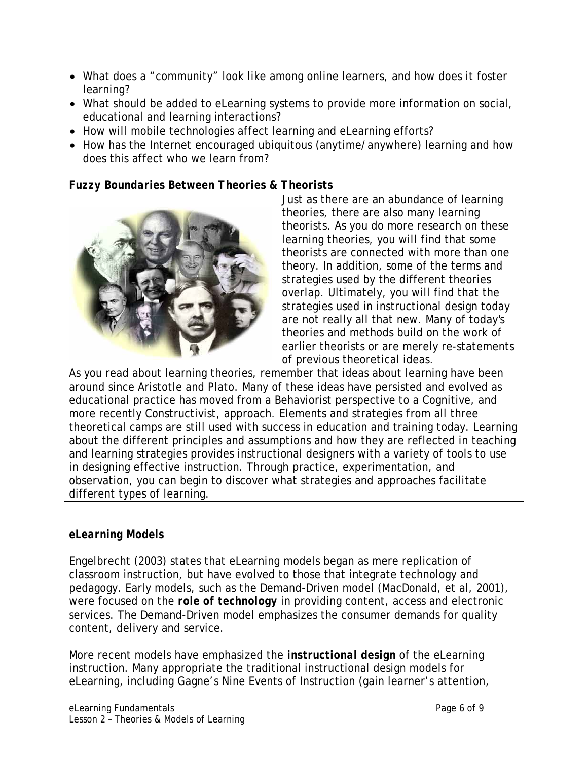- What does a "community" look like among online learners, and how does it foster learning?
- What should be added to eLearning systems to provide more information on social, educational and learning interactions?
- How will mobile technologies affect learning and eLearning efforts?
- How has the Internet encouraged ubiquitous (anytime/anywhere) learning and how does this affect who we learn from?

***Fuzzy Boundaries Between Theories & Theorists***

Just as there are an abundance of learning theories, there are also many learning theorists. As you do more research on these learning theories, you will find that some theorists are connected with more than one theory. In addition, some of the terms and strategies used by the different theories overlap. Ultimately, you will find that the strategies used in instructional design today are not really all that new. Many of today's theories and methods build on the work of earlier theorists or are merely re-statements of previous theoretical ideas.

As you read about learning theories, remember that ideas about learning have been around since Aristotle and Plato. Many of these ideas have persisted and evolved as educational practice has moved from a Behaviorist perspective to a Cognitive, and more recently Constructivist, approach. Elements and strategies from all three theoretical camps are still used with success in education and training today. Learning about the different principles and assumptions and how they are reflected in teaching and learning strategies provides instructional designers with a variety of tools to use in designing effective instruction. Through practice, experimentation, and observation, you can begin to discover what strategies and approaches facilitate different types of learning.

***eLearning Models***

Engelbrecht (2003) states that eLearning models began as mere replication of classroom instruction, but have evolved to those that integrate technology and pedagogy. Early models, such as the Demand-Driven model (MacDonald, et al, 2001), were focused on the ***role of technology*** in providing content, access and electronic services. The Demand-Driven model emphasizes the consumer demands for quality content, delivery and service.

More recent models have emphasized the ***instructional design*** of the eLearning instruction. Many appropriate the traditional instructional design models for eLearning, including Gagne's Nine Events of Instruction (gain learner's attention,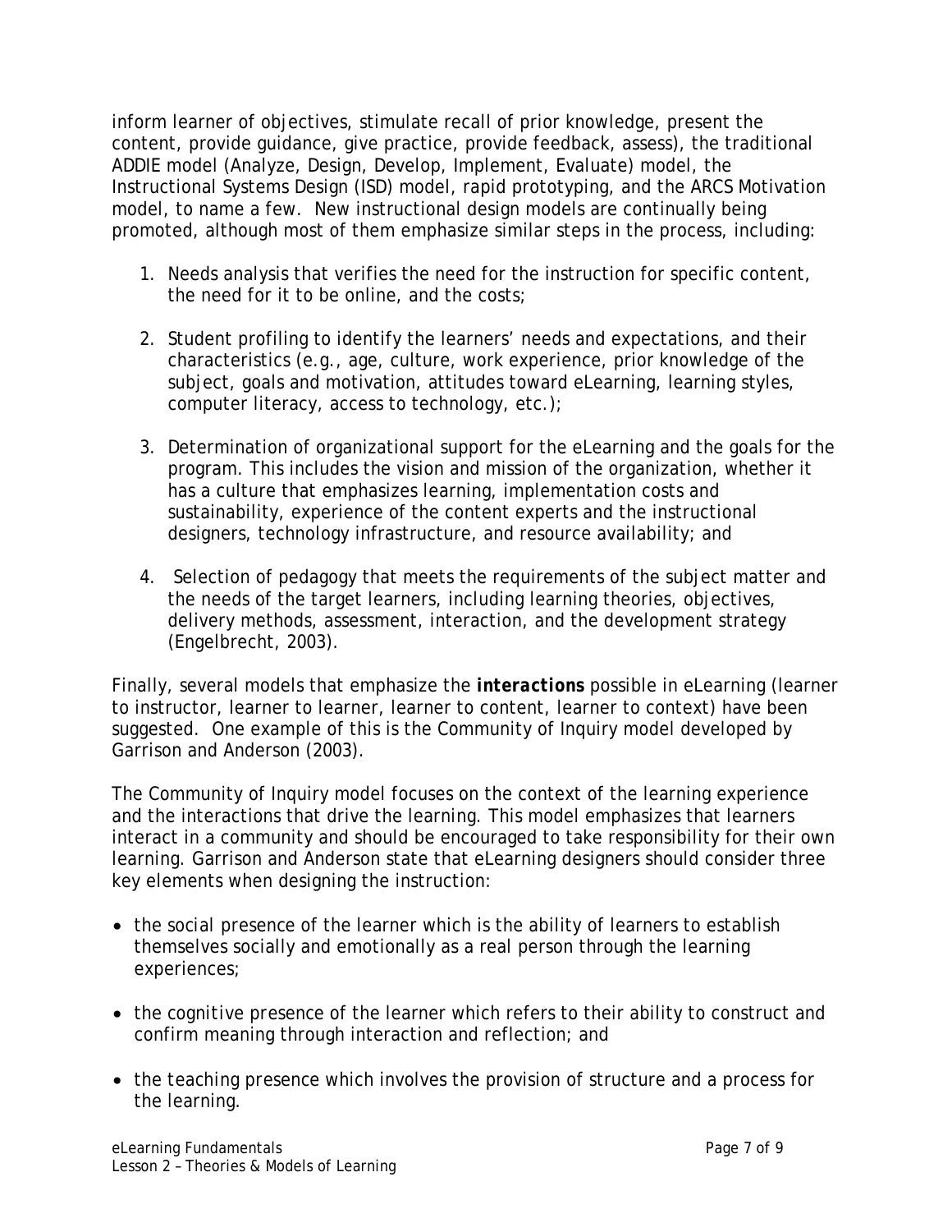inform learner of objectives, stimulate recall of prior knowledge, present the content, provide guidance, give practice, provide feedback, assess), the traditional ADDIE model (Analyze, Design, Develop, Implement, Evaluate) model, the Instructional Systems Design (ISD) model, rapid prototyping, and the ARCS Motivation model, to name a few. New instructional design models are continually being promoted, although most of them emphasize similar steps in the process, including:

1. Needs analysis that verifies the need for the instruction for specific content, the need for it to be online, and the costs;
2. Student profiling to identify the learners' needs and expectations, and their characteristics (e.g., age, culture, work experience, prior knowledge of the subject, goals and motivation, attitudes toward eLearning, learning styles, computer literacy, access to technology, etc.);
3. Determination of organizational support for the eLearning and the goals for the program. This includes the vision and mission of the organization, whether it has a culture that emphasizes learning, implementation costs and sustainability, experience of the content experts and the instructional designers, technology infrastructure, and resource availability; and
4. Selection of pedagogy that meets the requirements of the subject matter and the needs of the target learners, including learning theories, objectives, delivery methods, assessment, interaction, and the development strategy (Engelbrecht, 2003).

Finally, several models that emphasize the ***interactions*** possible in eLearning (learner to instructor, learner to learner, learner to content, learner to context) have been suggested. One example of this is the Community of Inquiry model developed by Garrison and Anderson (2003).

The Community of Inquiry model focuses on the context of the learning experience and the interactions that drive the learning. This model emphasizes that learners interact in a community and should be encouraged to take responsibility for their own learning. Garrison and Anderson state that eLearning designers should consider three key elements when designing the instruction:

- the social presence of the learner which is the ability of learners to establish themselves socially and emotionally as a real person through the learning experiences;
- the cognitive presence of the learner which refers to their ability to construct and confirm meaning through interaction and reflection; and
- the teaching presence which involves the provision of structure and a process for the learning.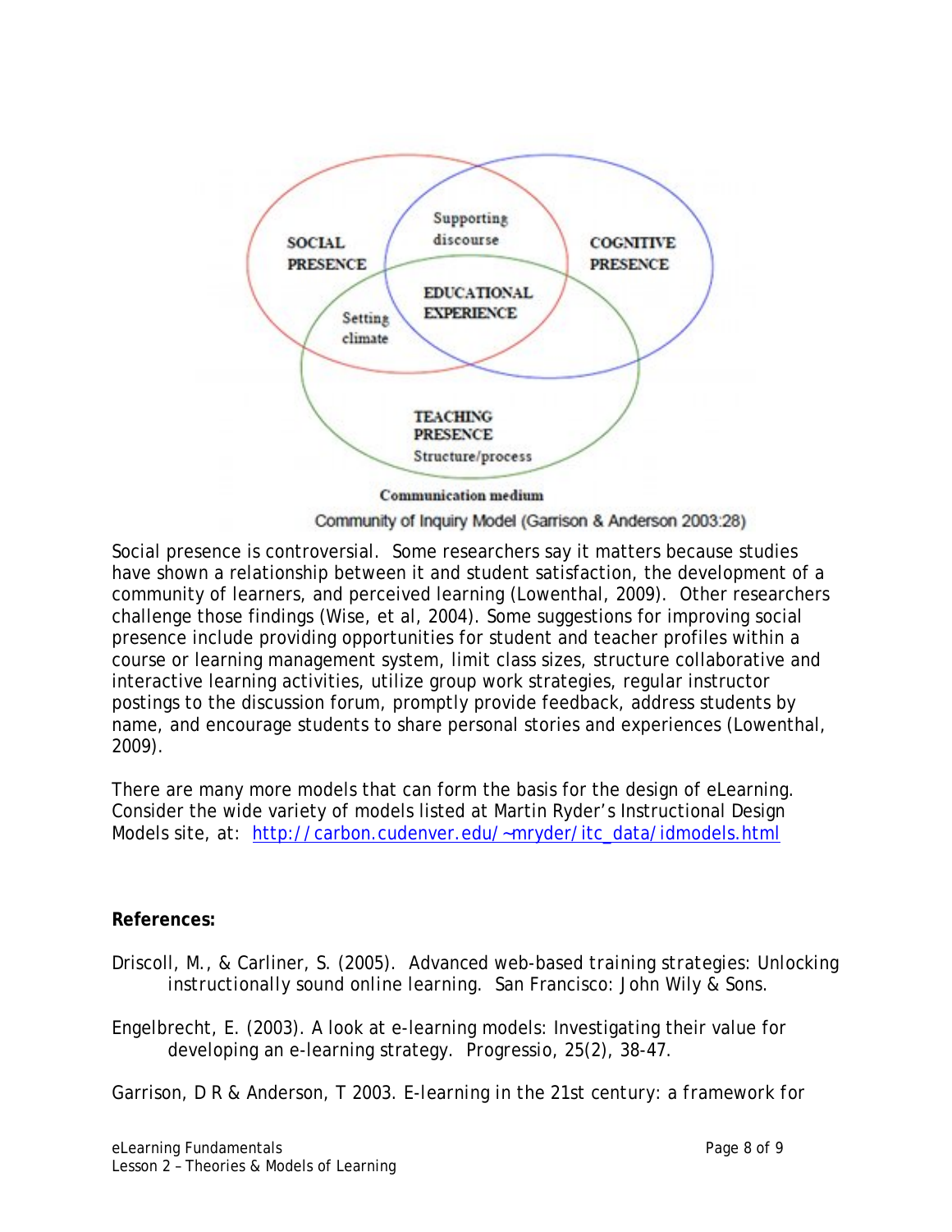SOCIAL PRESENCE

Supporting discourse

COGNITIVE PRESENCE

EDUCATIONAL EXPERIENCE

Setting climate

TEACHING PRESENCE

Structure/process

Communication medium

Community of Inquiry Model (Garrison & Anderson 2003:28)

Social presence is controversial. Some researchers say it matters because studies have shown a relationship between it and student satisfaction, the development of a community of learners, and perceived learning (Lowenthal, 2009). Other researchers challenge those findings (Wise, et al, 2004). Some suggestions for improving social presence include providing opportunities for student and teacher profiles within a course or learning management system, limit class sizes, structure collaborative and interactive learning activities, utilize group work strategies, regular instructor postings to the discussion forum, promptly provide feedback, address students by name, and encourage students to share personal stories and experiences (Lowenthal, 2009).

There are many more models that can form the basis for the design of eLearning. Consider the wide variety of models listed at Martin Ryder's Instructional Design Models site, at: [http://carbon.cudenver.edu/~mryder/itc_data/idmodels.html](http://carbon.cudenver.edu/~mryder/itc_data/idmodels.html)

**References:**

Driscoll, M., & Carliner, S. (2005). Advanced web-based training strategies: Unlocking instructionally sound online learning. San Francisco: John Wily & Sons.

Engelbrecht, E. (2003). A look at e-learning models: Investigating their value for developing an e-learning strategy. Progressio, 25(2), 38-47.

Garrison, D R & Anderson, T 2003. E-learning in the 21st century: a framework for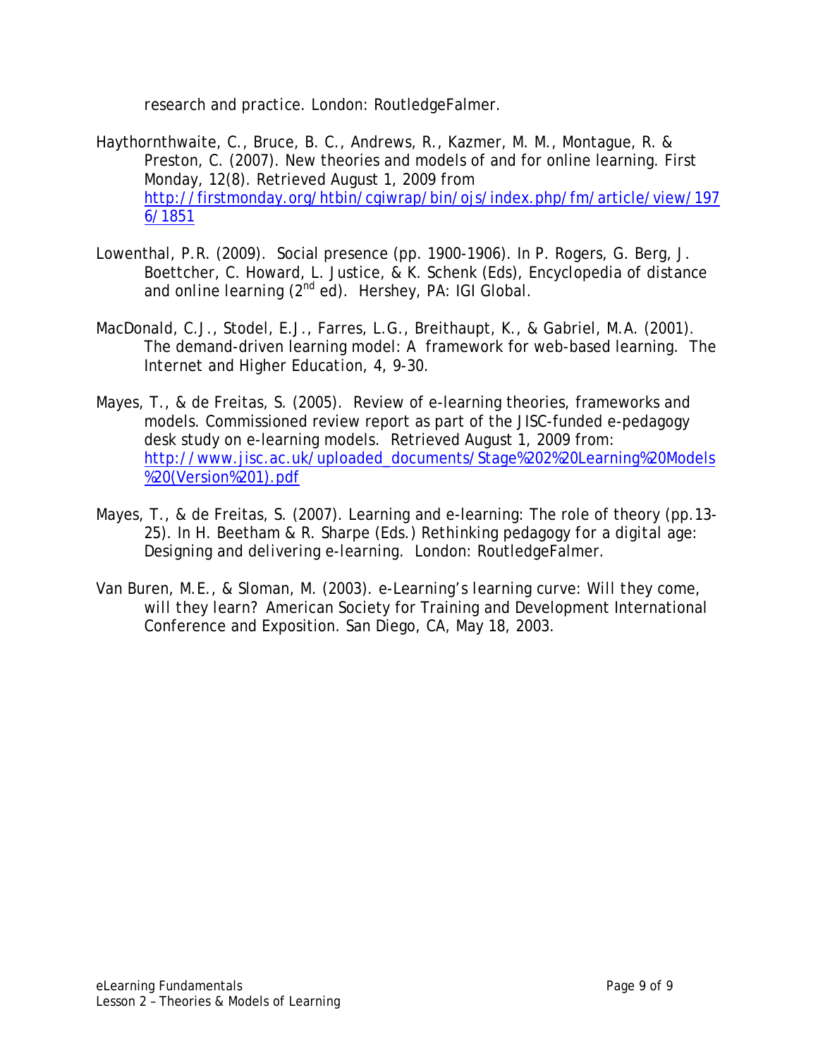research and practice. London: RoutledgeFalmer.

Haythornthwaite, C., Bruce, B. C., Andrews, R., Kazmer, M. M., Montague, R. & Preston, C. (2007). New theories and models of and for online learning. First Monday, 12(8). Retrieved August 1, 2009 from http://firstmonday.org/htbin/cgiwrap/bin/ojs/index.php/fm/article/view/1976/1851

Lowenthal, P.R. (2009). Social presence (pp. 1900-1906). In P. Rogers, G. Berg, J. Boettcher, C. Howard, L. Justice, & K. Schenk (Eds), *Encyclopedia of distance and online learning* (2nd ed). Hershey, PA: IGI Global.

MacDonald, C.J., Stodel, E.J., Farres, L.G., Breithaupt, K., & Gabriel, M.A. (2001). The demand-driven learning model: A framework for web-based learning. *The Internet and Higher Education, 4*, 9-30.

Mayes, T., & de Freitas, S. (2005). Review of e-learning theories, frameworks and models. Commissioned review report as part of the JISC-funded e-pedagogy desk study on e-learning models. Retrieved August 1, 2009 from: http://www.jisc.ac.uk/uploaded_documents/Stage%202%20Learning%20Models%20(Version%201).pdf

Mayes, T., & de Freitas, S. (2007). Learning and e-learning: The role of theory (pp.13-25). In H. Beetham & R. Sharpe (Eds.) *Rethinking pedagogy for a digital age: Designing and delivering e-learning*. London: RoutledgeFalmer.

Van Buren, M.E., & Sloman, M. (2003). e-Learning's learning curve: Will they come, will they learn? American Society for Training and Development International Conference and Exposition. San Diego, CA, May 18, 2003.